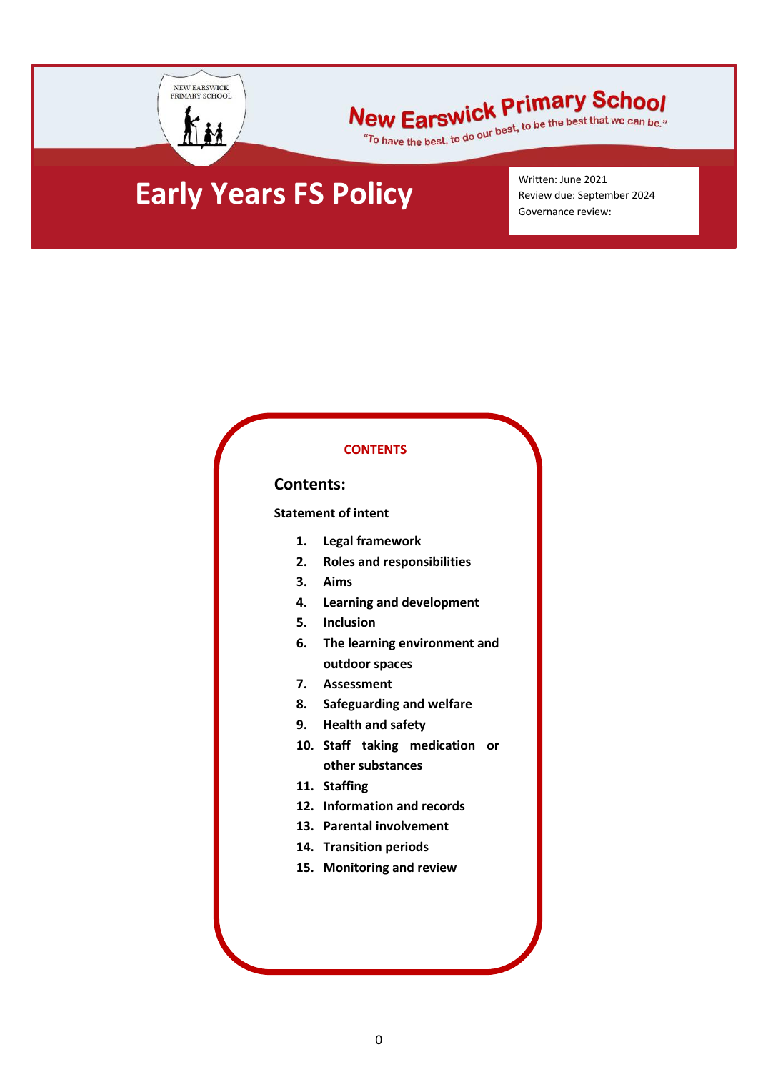New Earswick Primary School

"To have the best, to do our best, to be the best that we can be."

# Early Years FS Policy

Written: June 2021
Review due: September 2024
Governance review:

**CONTENTS**

## Contents:

**Statement of intent**

1. **Legal framework**
2. **Roles and responsibilities**
3. **Aims**
4. **Learning and development**
5. **Inclusion**
6. **The learning environment and outdoor spaces**
7. **Assessment**
8. **Safeguarding and welfare**
9. **Health and safety**
10. **Staff taking medication or other substances**
11. **Staffing**
12. **Information and records**
13. **Parental involvement**
14. **Transition periods**
15. **Monitoring and review**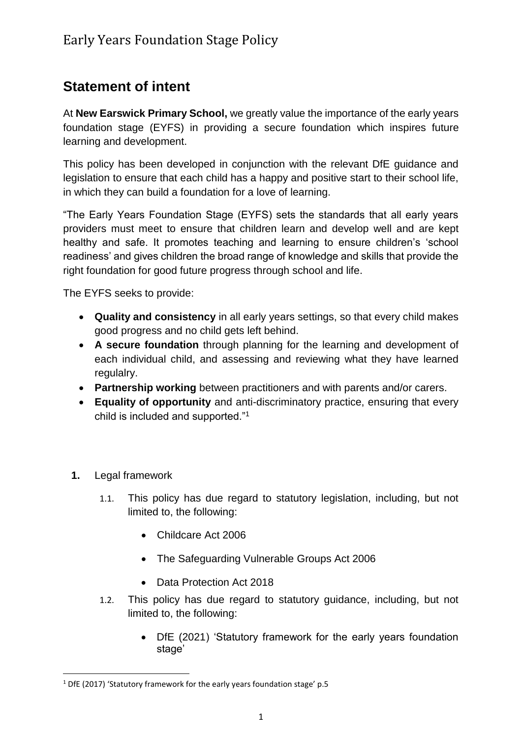# Early Years Foundation Stage Policy

## Statement of intent

At **New Earswick Primary School,** we greatly value the importance of the early years foundation stage (EYFS) in providing a secure foundation which inspires future learning and development.

This policy has been developed in conjunction with the relevant DfE guidance and legislation to ensure that each child has a happy and positive start to their school life, in which they can build a foundation for a love of learning.

"The Early Years Foundation Stage (EYFS) sets the standards that all early years providers must meet to ensure that children learn and develop well and are kept healthy and safe. It promotes teaching and learning to ensure children's 'school readiness' and gives children the broad range of knowledge and skills that provide the right foundation for good future progress through school and life.

The EYFS seeks to provide:

- **Quality and consistency** in all early years settings, so that every child makes good progress and no child gets left behind.
- **A secure foundation** through planning for the learning and development of each individual child, and assessing and reviewing what they have learned regulalry.
- **Partnership working** between practitioners and with parents and/or carers.
- **Equality of opportunity** and anti-discriminatory practice, ensuring that every child is included and supported."[1]

**1.** Legal framework

1.1. This policy has due regard to statutory legislation, including, but not limited to, the following:

- Childcare Act 2006
- The Safeguarding Vulnerable Groups Act 2006
- Data Protection Act 2018

1.2. This policy has due regard to statutory guidance, including, but not limited to, the following:

- DfE (2021) 'Statutory framework for the early years foundation stage'

[1] DfE (2017) 'Statutory framework for the early years foundation stage' p.5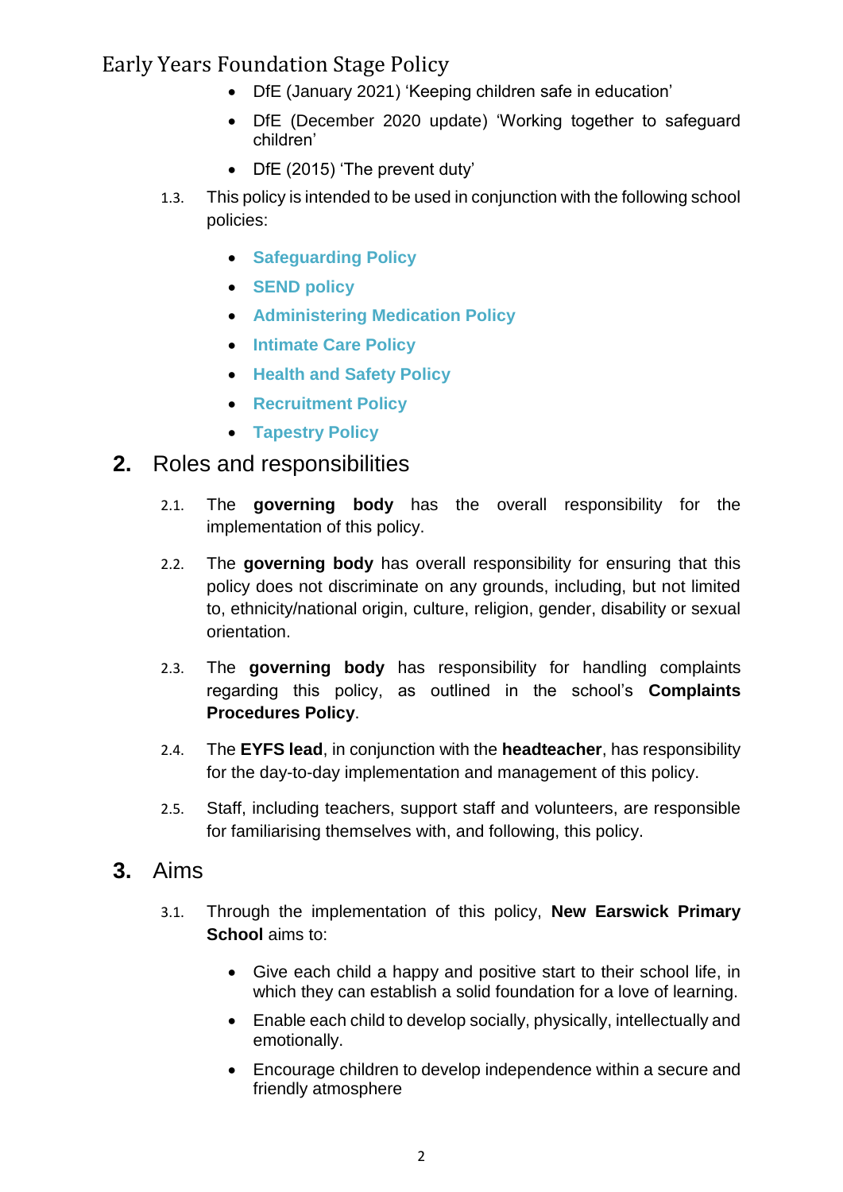- DfE (January 2021) 'Keeping children safe in education'
- DfE (December 2020 update) 'Working together to safeguard children'
- DfE (2015) 'The prevent duty'

1.3. This policy is intended to be used in conjunction with the following school policies:

- **Safeguarding Policy**
- **SEND policy**
- **Administering Medication Policy**
- **Intimate Care Policy**
- **Health and Safety Policy**
- **Recruitment Policy**
- **Tapestry Policy**

## 2. Roles and responsibilities

2.1. The **governing body** has the overall responsibility for the implementation of this policy.

2.2. The **governing body** has overall responsibility for ensuring that this policy does not discriminate on any grounds, including, but not limited to, ethnicity/national origin, culture, religion, gender, disability or sexual orientation.

2.3. The **governing body** has responsibility for handling complaints regarding this policy, as outlined in the school's **Complaints Procedures Policy**.

2.4. The **EYFS lead**, in conjunction with the **headteacher**, has responsibility for the day-to-day implementation and management of this policy.

2.5. Staff, including teachers, support staff and volunteers, are responsible for familiarising themselves with, and following, this policy.

## 3. Aims

3.1. Through the implementation of this policy, **New Earswick Primary School** aims to:

- Give each child a happy and positive start to their school life, in which they can establish a solid foundation for a love of learning.
- Enable each child to develop socially, physically, intellectually and emotionally.
- Encourage children to develop independence within a secure and friendly atmosphere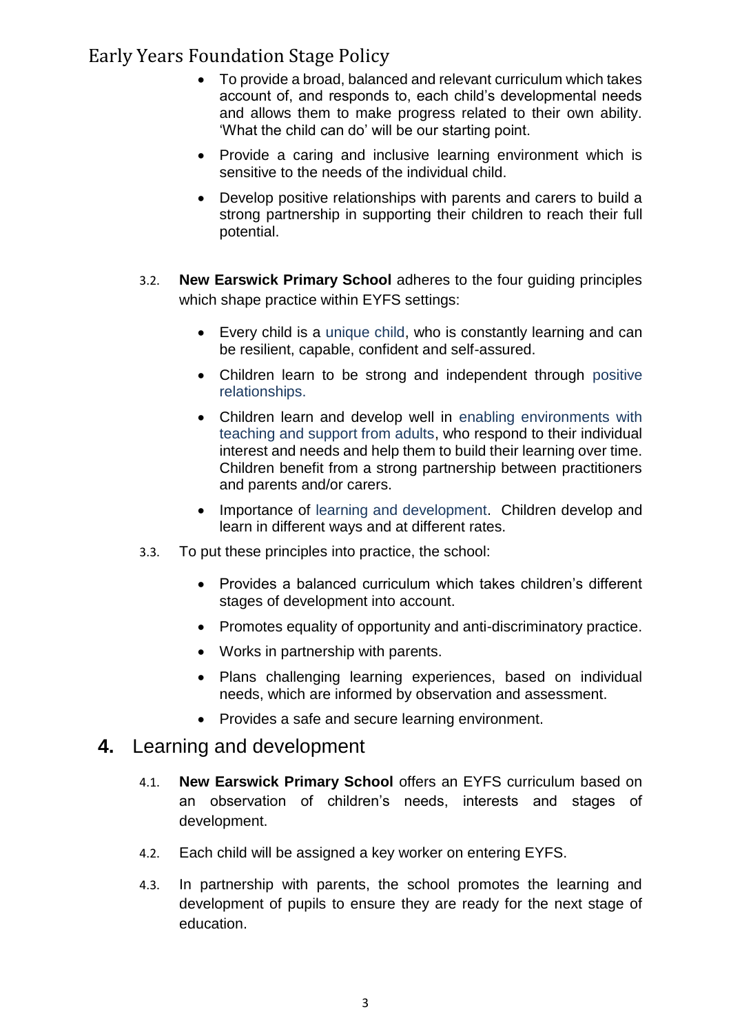- To provide a broad, balanced and relevant curriculum which takes account of, and responds to, each child's developmental needs and allows them to make progress related to their own ability. 'What the child can do' will be our starting point.
- Provide a caring and inclusive learning environment which is sensitive to the needs of the individual child.
- Develop positive relationships with parents and carers to build a strong partnership in supporting their children to reach their full potential.

3.2. **New Earswick Primary School** adheres to the four guiding principles which shape practice within EYFS settings:

- Every child is a unique child, who is constantly learning and can be resilient, capable, confident and self-assured.
- Children learn to be strong and independent through positive relationships.
- Children learn and develop well in enabling environments with teaching and support from adults, who respond to their individual interest and needs and help them to build their learning over time. Children benefit from a strong partnership between practitioners and parents and/or carers.
- Importance of learning and development. Children develop and learn in different ways and at different rates.

3.3. To put these principles into practice, the school:

- Provides a balanced curriculum which takes children's different stages of development into account.
- Promotes equality of opportunity and anti-discriminatory practice.
- Works in partnership with parents.
- Plans challenging learning experiences, based on individual needs, which are informed by observation and assessment.
- Provides a safe and secure learning environment.

## 4. Learning and development

4.1. **New Earswick Primary School** offers an EYFS curriculum based on an observation of children's needs, interests and stages of development.

4.2. Each child will be assigned a key worker on entering EYFS.

4.3. In partnership with parents, the school promotes the learning and development of pupils to ensure they are ready for the next stage of education.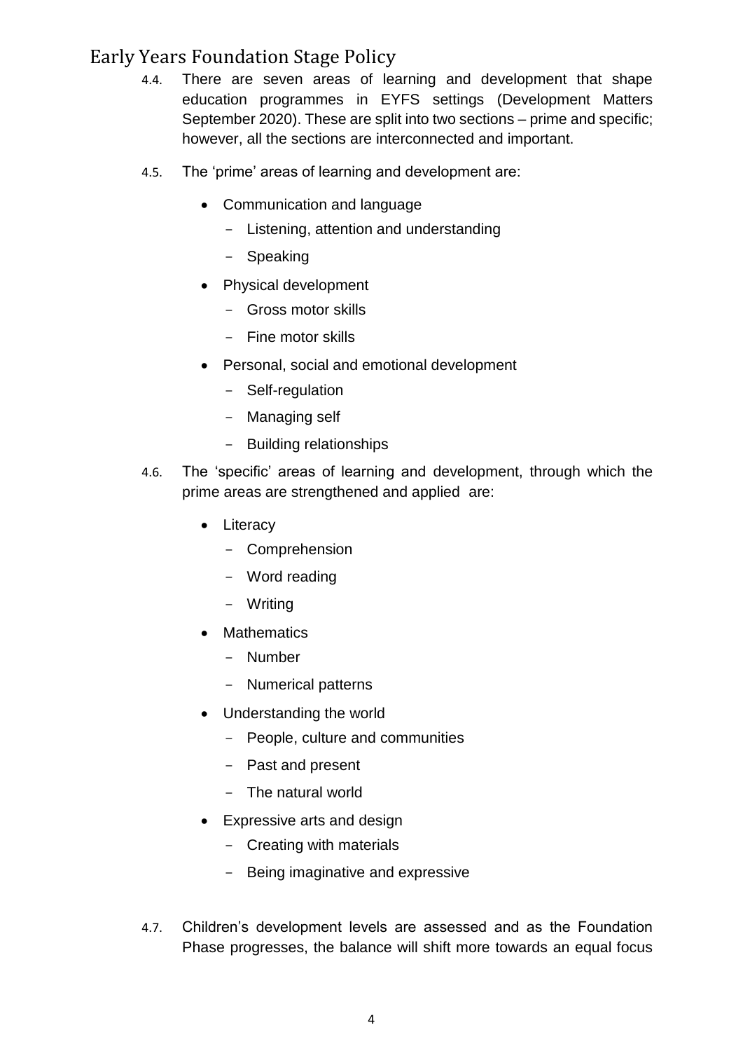4.4. There are seven areas of learning and development that shape education programmes in EYFS settings (Development Matters September 2020). These are split into two sections – prime and specific; however, all the sections are interconnected and important.

4.5. The 'prime' areas of learning and development are:

- Communication and language
  - Listening, attention and understanding
  - Speaking
- Physical development
  - Gross motor skills
  - Fine motor skills
- Personal, social and emotional development
  - Self-regulation
  - Managing self
  - Building relationships

4.6. The 'specific' areas of learning and development, through which the prime areas are strengthened and applied are:

- Literacy
  - Comprehension
  - Word reading
  - Writing
- Mathematics
  - Number
  - Numerical patterns
- Understanding the world
  - People, culture and communities
  - Past and present
  - The natural world
- Expressive arts and design
  - Creating with materials
  - Being imaginative and expressive

4.7. Children's development levels are assessed and as the Foundation Phase progresses, the balance will shift more towards an equal focus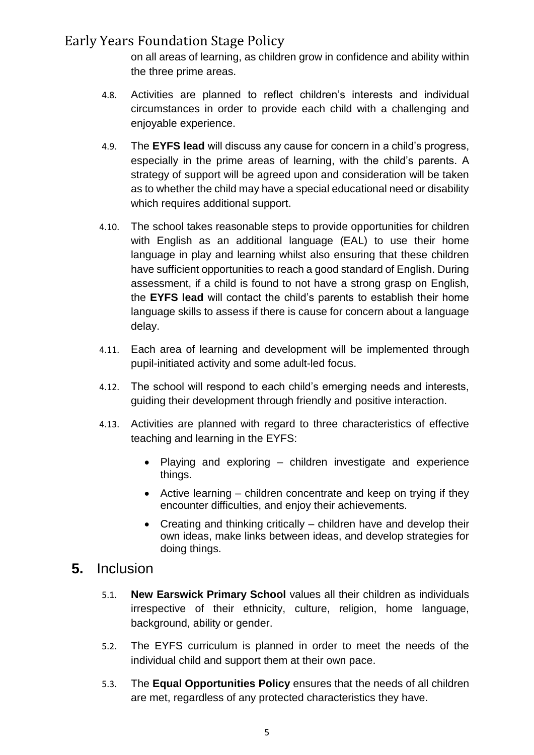on all areas of learning, as children grow in confidence and ability within the three prime areas.

4.8. Activities are planned to reflect children's interests and individual circumstances in order to provide each child with a challenging and enjoyable experience.

4.9. The **EYFS lead** will discuss any cause for concern in a child's progress, especially in the prime areas of learning, with the child's parents. A strategy of support will be agreed upon and consideration will be taken as to whether the child may have a special educational need or disability which requires additional support.

4.10. The school takes reasonable steps to provide opportunities for children with English as an additional language (EAL) to use their home language in play and learning whilst also ensuring that these children have sufficient opportunities to reach a good standard of English. During assessment, if a child is found to not have a strong grasp on English, the **EYFS lead** will contact the child's parents to establish their home language skills to assess if there is cause for concern about a language delay.

4.11. Each area of learning and development will be implemented through pupil-initiated activity and some adult-led focus.

4.12. The school will respond to each child's emerging needs and interests, guiding their development through friendly and positive interaction.

4.13. Activities are planned with regard to three characteristics of effective teaching and learning in the EYFS:

- Playing and exploring – children investigate and experience things.
- Active learning – children concentrate and keep on trying if they encounter difficulties, and enjoy their achievements.
- Creating and thinking critically – children have and develop their own ideas, make links between ideas, and develop strategies for doing things.

## 5. Inclusion

5.1. **New Earswick Primary School** values all their children as individuals irrespective of their ethnicity, culture, religion, home language, background, ability or gender.

5.2. The EYFS curriculum is planned in order to meet the needs of the individual child and support them at their own pace.

5.3. The **Equal Opportunities Policy** ensures that the needs of all children are met, regardless of any protected characteristics they have.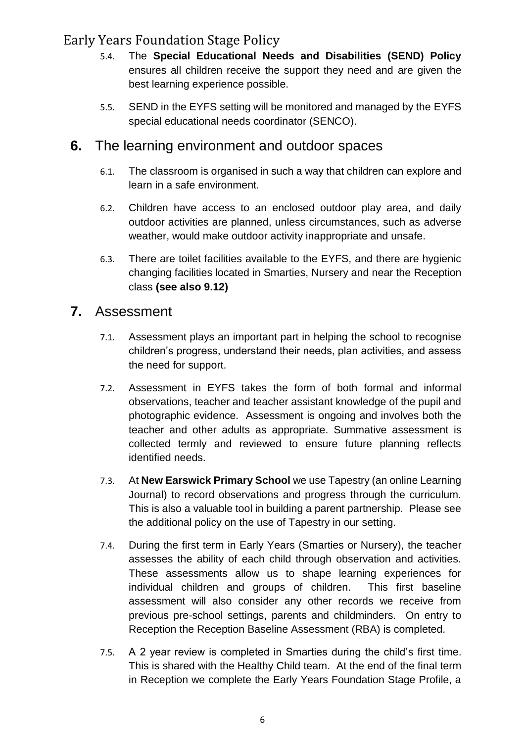5.4. The **Special Educational Needs and Disabilities (SEND) Policy** ensures all children receive the support they need and are given the best learning experience possible.

5.5. SEND in the EYFS setting will be monitored and managed by the EYFS special educational needs coordinator (SENCO).

## 6. The learning environment and outdoor spaces

6.1. The classroom is organised in such a way that children can explore and learn in a safe environment.

6.2. Children have access to an enclosed outdoor play area, and daily outdoor activities are planned, unless circumstances, such as adverse weather, would make outdoor activity inappropriate and unsafe.

6.3. There are toilet facilities available to the EYFS, and there are hygienic changing facilities located in Smarties, Nursery and near the Reception class **(see also 9.12)**

## 7. Assessment

7.1. Assessment plays an important part in helping the school to recognise children's progress, understand their needs, plan activities, and assess the need for support.

7.2. Assessment in EYFS takes the form of both formal and informal observations, teacher and teacher assistant knowledge of the pupil and photographic evidence. Assessment is ongoing and involves both the teacher and other adults as appropriate. Summative assessment is collected termly and reviewed to ensure future planning reflects identified needs.

7.3. At **New Earswick Primary School** we use Tapestry (an online Learning Journal) to record observations and progress through the curriculum. This is also a valuable tool in building a parent partnership. Please see the additional policy on the use of Tapestry in our setting.

7.4. During the first term in Early Years (Smarties or Nursery), the teacher assesses the ability of each child through observation and activities. These assessments allow us to shape learning experiences for individual children and groups of children. This first baseline assessment will also consider any other records we receive from previous pre-school settings, parents and childminders. On entry to Reception the Reception Baseline Assessment (RBA) is completed.

7.5. A 2 year review is completed in Smarties during the child's first time. This is shared with the Healthy Child team. At the end of the final term in Reception we complete the Early Years Foundation Stage Profile, a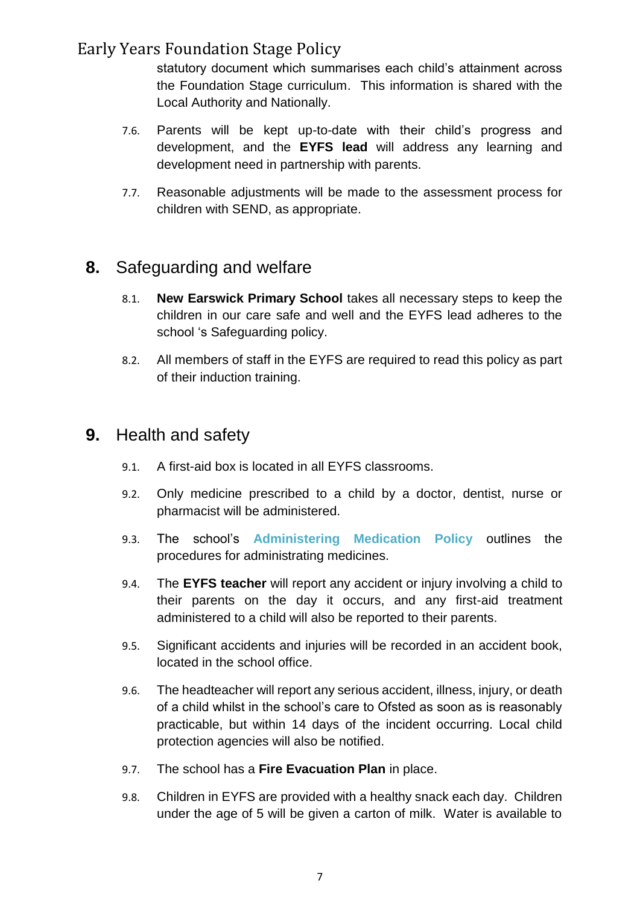statutory document which summarises each child's attainment across the Foundation Stage curriculum. This information is shared with the Local Authority and Nationally.

7.6. Parents will be kept up-to-date with their child's progress and development, and the **EYFS lead** will address any learning and development need in partnership with parents.

7.7. Reasonable adjustments will be made to the assessment process for children with SEND, as appropriate.

## 8. Safeguarding and welfare

8.1. **New Earswick Primary School** takes all necessary steps to keep the children in our care safe and well and the EYFS lead adheres to the school 's Safeguarding policy.

8.2. All members of staff in the EYFS are required to read this policy as part of their induction training.

## 9. Health and safety

9.1. A first-aid box is located in all EYFS classrooms.

9.2. Only medicine prescribed to a child by a doctor, dentist, nurse or pharmacist will be administered.

9.3. The school's **Administering Medication Policy** outlines the procedures for administrating medicines.

9.4. The **EYFS teacher** will report any accident or injury involving a child to their parents on the day it occurs, and any first-aid treatment administered to a child will also be reported to their parents.

9.5. Significant accidents and injuries will be recorded in an accident book, located in the school office.

9.6. The headteacher will report any serious accident, illness, injury, or death of a child whilst in the school's care to Ofsted as soon as is reasonably practicable, but within 14 days of the incident occurring. Local child protection agencies will also be notified.

9.7. The school has a **Fire Evacuation Plan** in place.

9.8. Children in EYFS are provided with a healthy snack each day. Children under the age of 5 will be given a carton of milk. Water is available to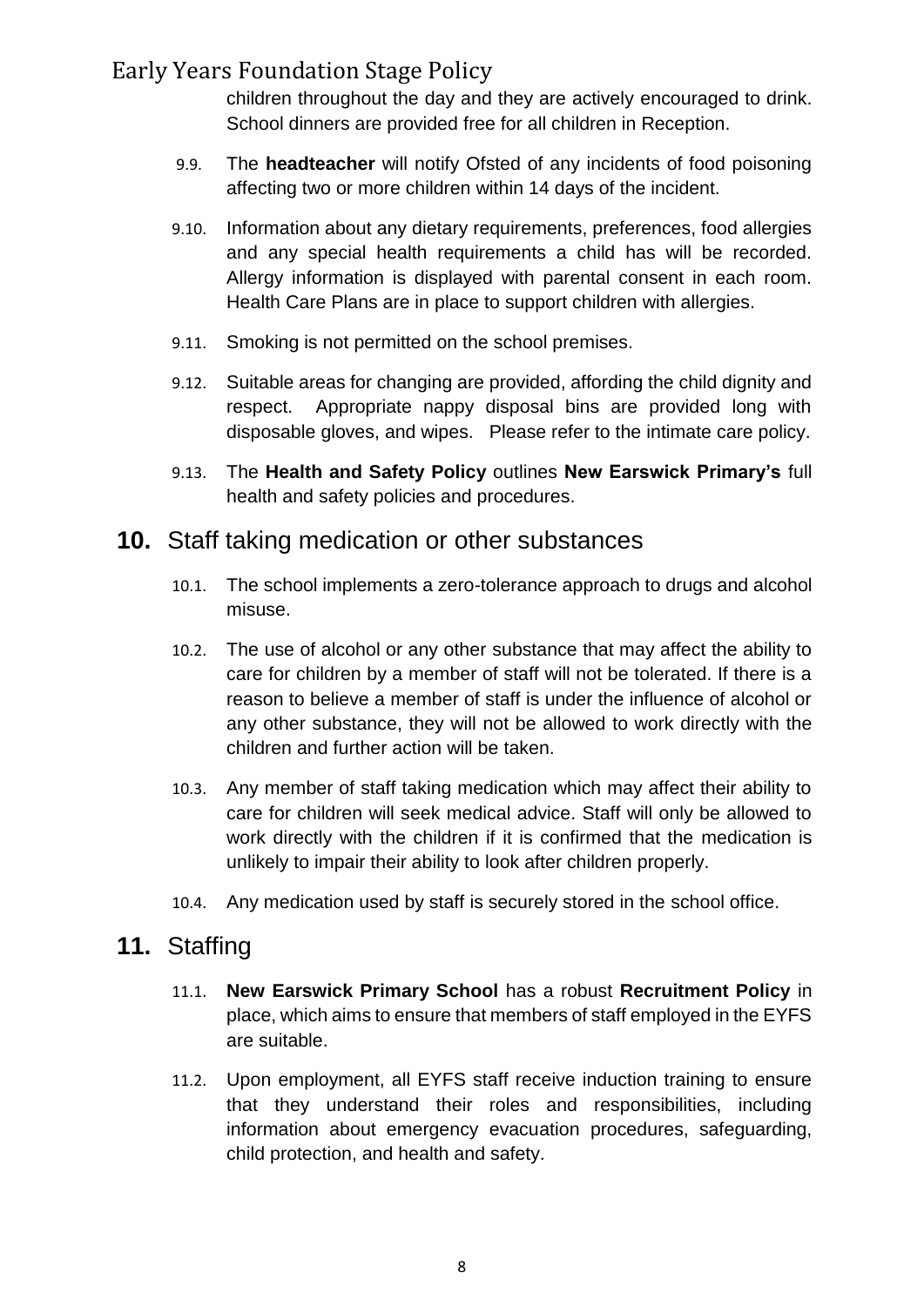children throughout the day and they are actively encouraged to drink. School dinners are provided free for all children in Reception.

9.9. The **headteacher** will notify Ofsted of any incidents of food poisoning affecting two or more children within 14 days of the incident.

9.10. Information about any dietary requirements, preferences, food allergies and any special health requirements a child has will be recorded. Allergy information is displayed with parental consent in each room. Health Care Plans are in place to support children with allergies.

9.11. Smoking is not permitted on the school premises.

9.12. Suitable areas for changing are provided, affording the child dignity and respect. Appropriate nappy disposal bins are provided long with disposable gloves, and wipes. Please refer to the intimate care policy.

9.13. The **Health and Safety Policy** outlines **New Earswick Primary's** full health and safety policies and procedures.

## **10.** Staff taking medication or other substances

10.1. The school implements a zero-tolerance approach to drugs and alcohol misuse.

10.2. The use of alcohol or any other substance that may affect the ability to care for children by a member of staff will not be tolerated. If there is a reason to believe a member of staff is under the influence of alcohol or any other substance, they will not be allowed to work directly with the children and further action will be taken.

10.3. Any member of staff taking medication which may affect their ability to care for children will seek medical advice. Staff will only be allowed to work directly with the children if it is confirmed that the medication is unlikely to impair their ability to look after children properly.

10.4. Any medication used by staff is securely stored in the school office.

## **11.** Staffing

11.1. **New Earswick Primary School** has a robust **Recruitment Policy** in place, which aims to ensure that members of staff employed in the EYFS are suitable.

11.2. Upon employment, all EYFS staff receive induction training to ensure that they understand their roles and responsibilities, including information about emergency evacuation procedures, safeguarding, child protection, and health and safety.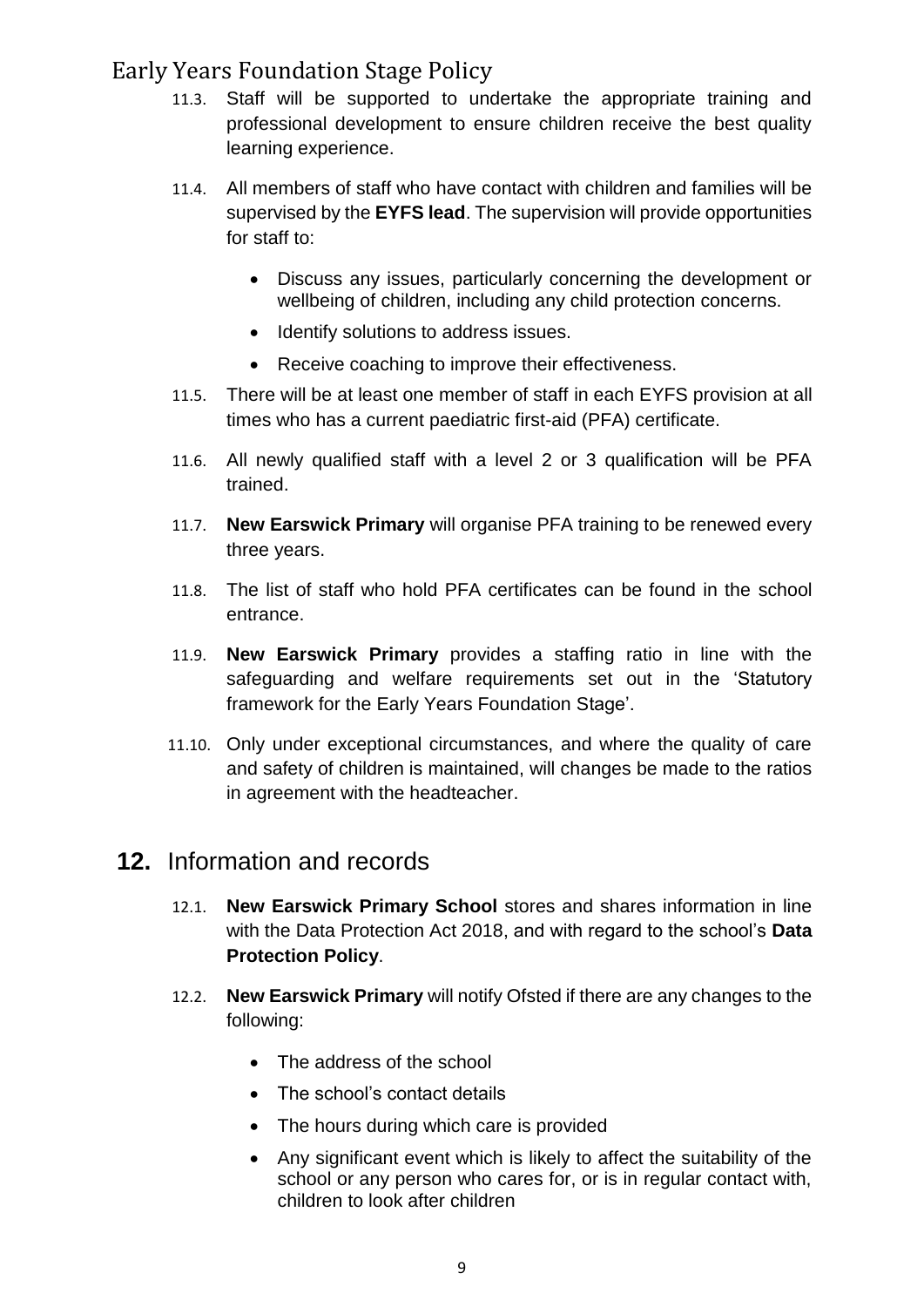11.3. Staff will be supported to undertake the appropriate training and professional development to ensure children receive the best quality learning experience.

11.4. All members of staff who have contact with children and families will be supervised by the **EYFS lead**. The supervision will provide opportunities for staff to:

- Discuss any issues, particularly concerning the development or wellbeing of children, including any child protection concerns.
- Identify solutions to address issues.
- Receive coaching to improve their effectiveness.

11.5. There will be at least one member of staff in each EYFS provision at all times who has a current paediatric first-aid (PFA) certificate.

11.6. All newly qualified staff with a level 2 or 3 qualification will be PFA trained.

11.7. **New Earswick Primary** will organise PFA training to be renewed every three years.

11.8. The list of staff who hold PFA certificates can be found in the school entrance.

11.9. **New Earswick Primary** provides a staffing ratio in line with the safeguarding and welfare requirements set out in the 'Statutory framework for the Early Years Foundation Stage'.

11.10. Only under exceptional circumstances, and where the quality of care and safety of children is maintained, will changes be made to the ratios in agreement with the headteacher.

## 12. Information and records

12.1. **New Earswick Primary School** stores and shares information in line with the Data Protection Act 2018, and with regard to the school's **Data Protection Policy**.

12.2. **New Earswick Primary** will notify Ofsted if there are any changes to the following:

- The address of the school
- The school's contact details
- The hours during which care is provided
- Any significant event which is likely to affect the suitability of the school or any person who cares for, or is in regular contact with, children to look after children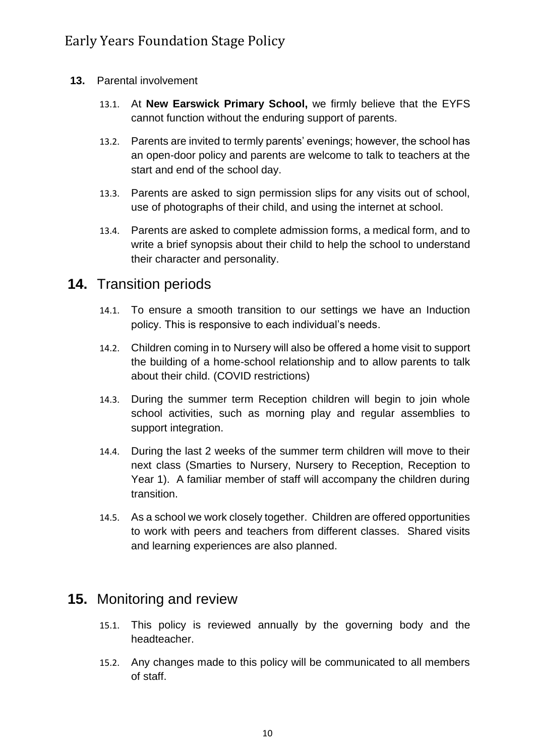## 13. Parental involvement

13.1. At **New Earswick Primary School,** we firmly believe that the EYFS cannot function without the enduring support of parents.

13.2. Parents are invited to termly parents' evenings; however, the school has an open-door policy and parents are welcome to talk to teachers at the start and end of the school day.

13.3. Parents are asked to sign permission slips for any visits out of school, use of photographs of their child, and using the internet at school.

13.4. Parents are asked to complete admission forms, a medical form, and to write a brief synopsis about their child to help the school to understand their character and personality.

## 14. Transition periods

14.1. To ensure a smooth transition to our settings we have an Induction policy. This is responsive to each individual's needs.

14.2. Children coming in to Nursery will also be offered a home visit to support the building of a home-school relationship and to allow parents to talk about their child. (COVID restrictions)

14.3. During the summer term Reception children will begin to join whole school activities, such as morning play and regular assemblies to support integration.

14.4. During the last 2 weeks of the summer term children will move to their next class (Smarties to Nursery, Nursery to Reception, Reception to Year 1). A familiar member of staff will accompany the children during transition.

14.5. As a school we work closely together. Children are offered opportunities to work with peers and teachers from different classes. Shared visits and learning experiences are also planned.

## 15. Monitoring and review

15.1. This policy is reviewed annually by the governing body and the headteacher.

15.2. Any changes made to this policy will be communicated to all members of staff.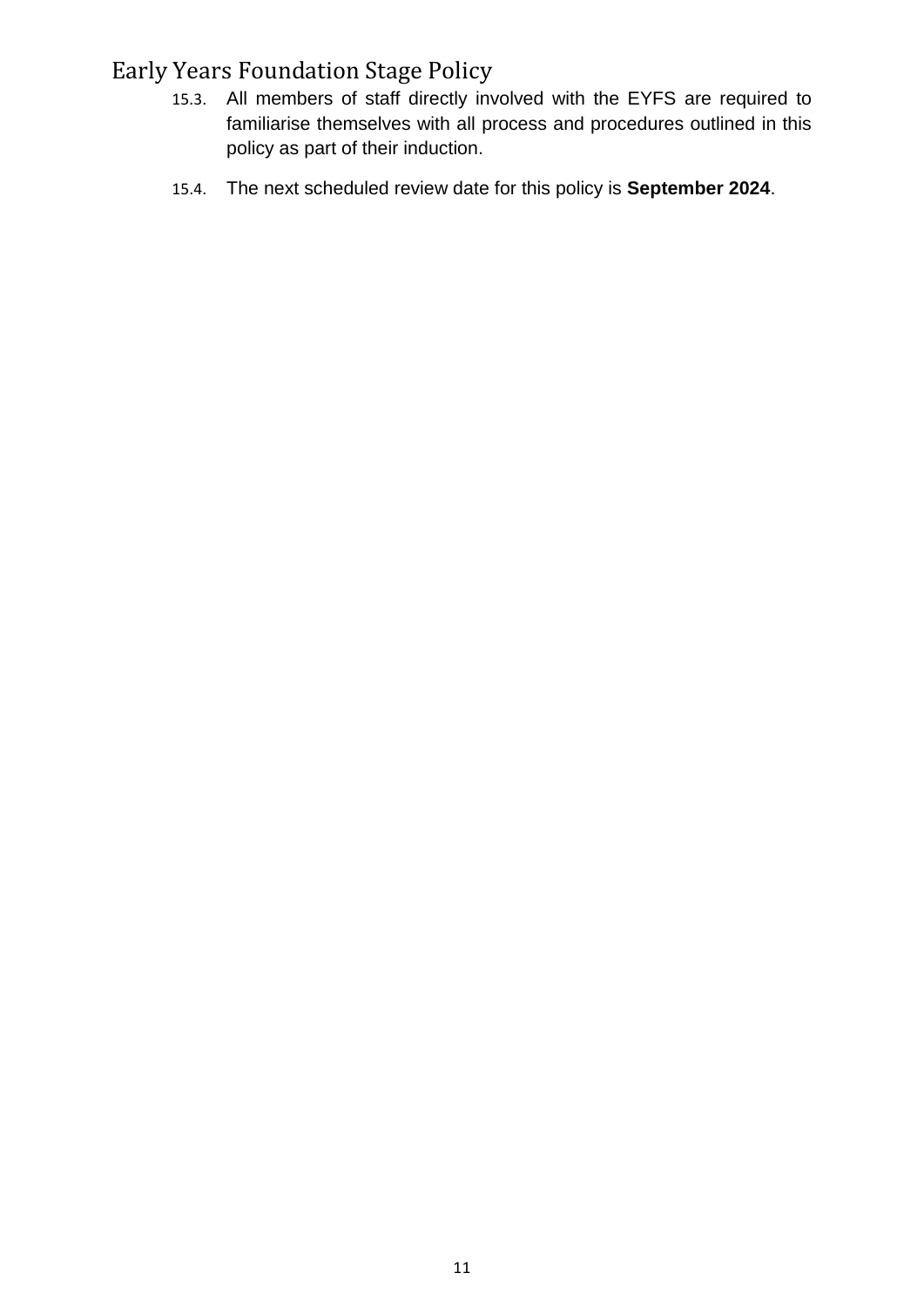15.3. All members of staff directly involved with the EYFS are required to familiarise themselves with all process and procedures outlined in this policy as part of their induction.

15.4. The next scheduled review date for this policy is **September 2024**.